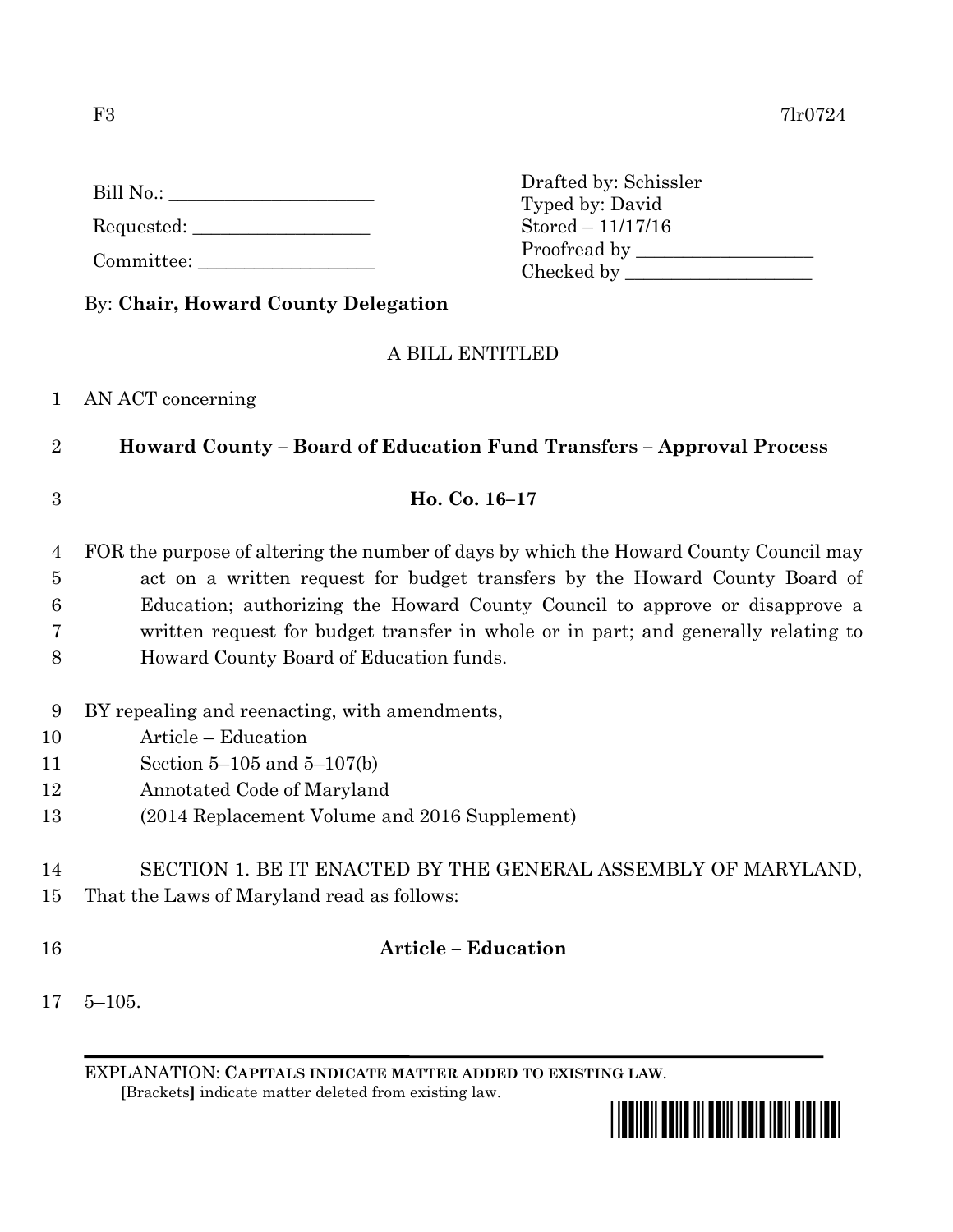F3 7lr0724

Bill No.: ______________________

Requested: ___________________

Committee: ___________________

Drafted by: Schissler
Typed by: David
Stored – 11/17/16
Proofread by ___________________
Checked by ____________________

By: **Chair, Howard County Delegation**

A BILL ENTITLED

1 AN ACT concerning

2 **Howard County – Board of Education Fund Transfers – Approval Process**

3 **Ho. Co. 16–17**

4 FOR the purpose of altering the number of days by which the Howard County Council may
5 act on a written request for budget transfers by the Howard County Board of
6 Education; authorizing the Howard County Council to approve or disapprove a
7 written request for budget transfer in whole or in part; and generally relating to
8 Howard County Board of Education funds.

9 BY repealing and reenacting, with amendments,
10 Article – Education
11 Section 5–105 and 5–107(b)
12 Annotated Code of Maryland
13 (2014 Replacement Volume and 2016 Supplement)

14 SECTION 1. BE IT ENACTED BY THE GENERAL ASSEMBLY OF MARYLAND,
15 That the Laws of Maryland read as follows:

16 **Article – Education**

17 5–105.

EXPLANATION: **CAPITALS INDICATE MATTER ADDED TO EXISTING LAW**.
**[**Brackets**]** indicate matter deleted from existing law.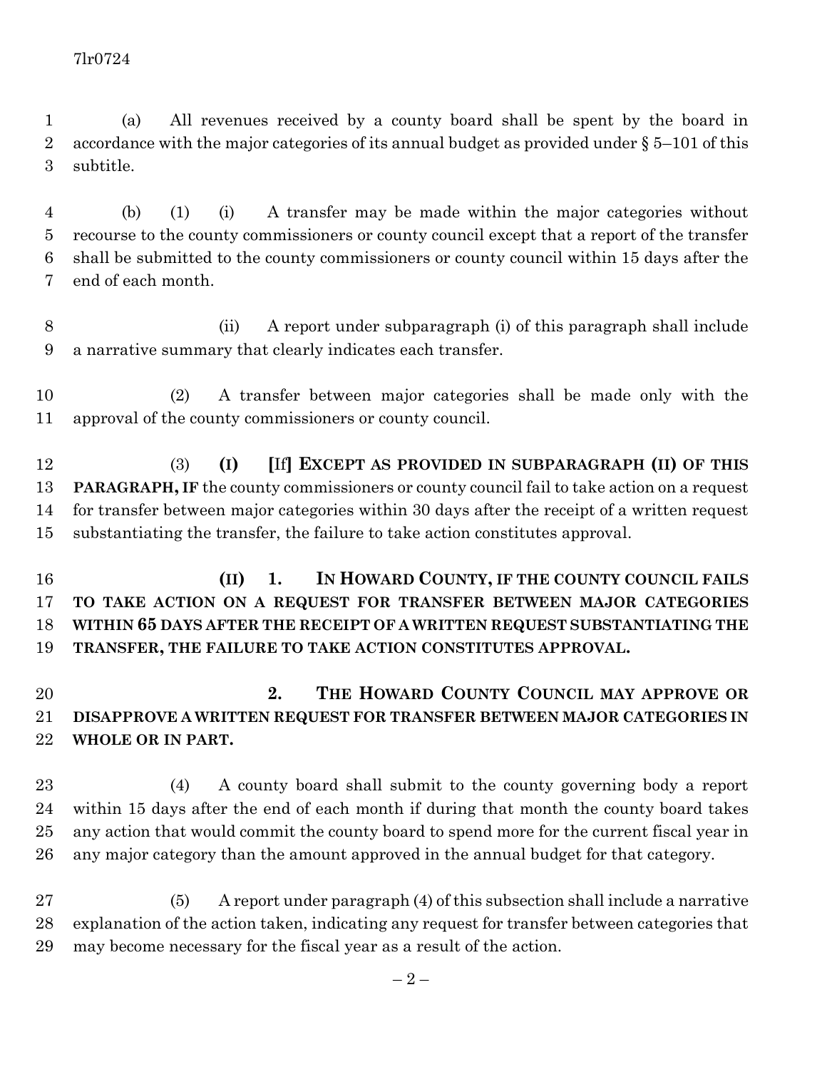(a) All revenues received by a county board shall be spent by the board in accordance with the major categories of its annual budget as provided under § 5–101 of this subtitle.

(b) (1) (i) A transfer may be made within the major categories without recourse to the county commissioners or county council except that a report of the transfer shall be submitted to the county commissioners or county council within 15 days after the end of each month.

(ii) A report under subparagraph (i) of this paragraph shall include a narrative summary that clearly indicates each transfer.

(2) A transfer between major categories shall be made only with the approval of the county commissioners or county council.

(3) **(I)** [If] **EXCEPT AS PROVIDED IN SUBPARAGRAPH (II) OF THIS PARAGRAPH, IF** the county commissioners or county council fail to take action on a request for transfer between major categories within 30 days after the receipt of a written request substantiating the transfer, the failure to take action constitutes approval.

**(II) 1. IN HOWARD COUNTY, IF THE COUNTY COUNCIL FAILS TO TAKE ACTION ON A REQUEST FOR TRANSFER BETWEEN MAJOR CATEGORIES WITHIN 65 DAYS AFTER THE RECEIPT OF A WRITTEN REQUEST SUBSTANTIATING THE TRANSFER, THE FAILURE TO TAKE ACTION CONSTITUTES APPROVAL.**

**2. THE HOWARD COUNTY COUNCIL MAY APPROVE OR DISAPPROVE A WRITTEN REQUEST FOR TRANSFER BETWEEN MAJOR CATEGORIES IN WHOLE OR IN PART.**

(4) A county board shall submit to the county governing body a report within 15 days after the end of each month if during that month the county board takes any action that would commit the county board to spend more for the current fiscal year in any major category than the amount approved in the annual budget for that category.

(5) A report under paragraph (4) of this subsection shall include a narrative explanation of the action taken, indicating any request for transfer between categories that may become necessary for the fiscal year as a result of the action.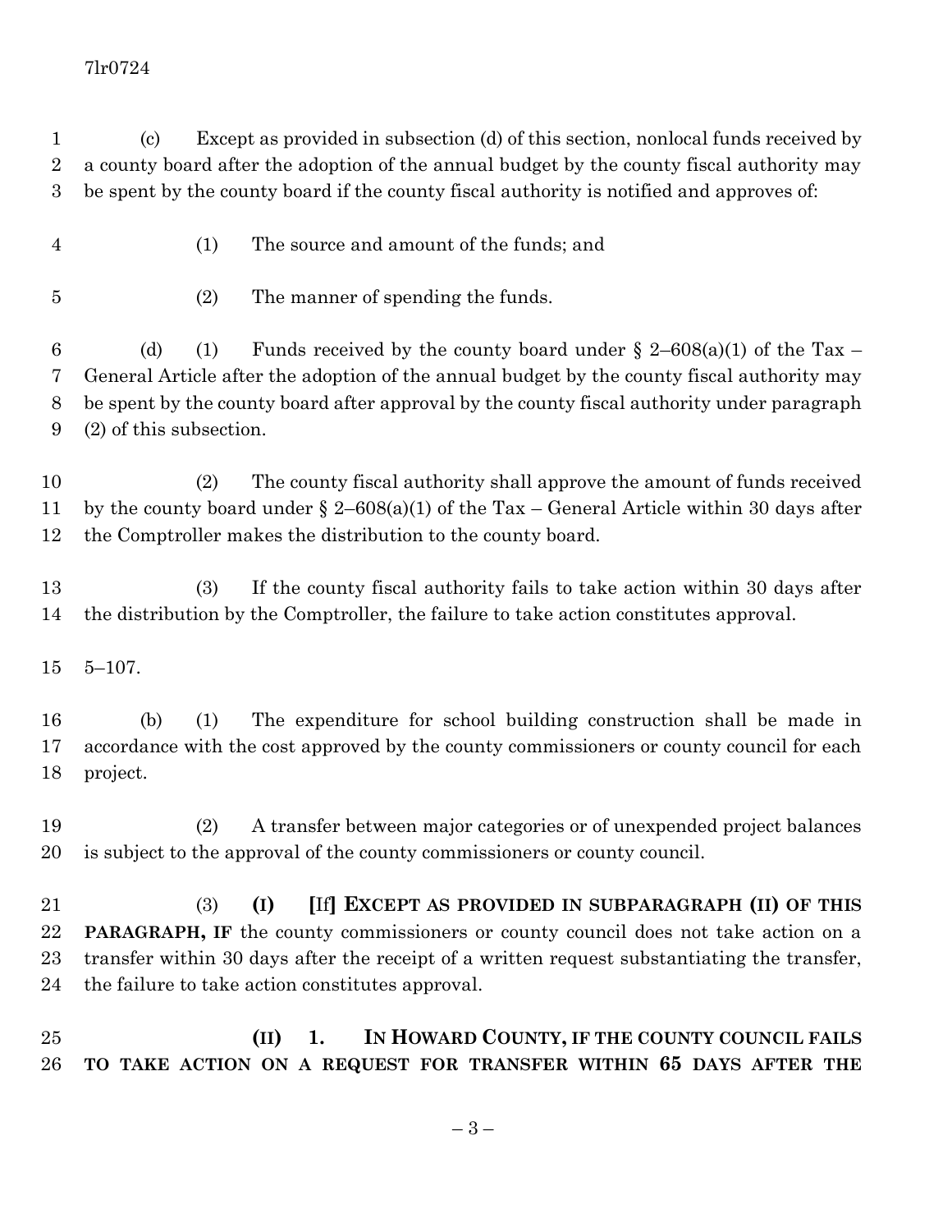(c) Except as provided in subsection (d) of this section, nonlocal funds received by a county board after the adoption of the annual budget by the county fiscal authority may be spent by the county board if the county fiscal authority is notified and approves of:

(1) The source and amount of the funds; and

(2) The manner of spending the funds.

(d) (1) Funds received by the county board under § 2–608(a)(1) of the Tax – General Article after the adoption of the annual budget by the county fiscal authority may be spent by the county board after approval by the county fiscal authority under paragraph (2) of this subsection.

(2) The county fiscal authority shall approve the amount of funds received by the county board under § 2–608(a)(1) of the Tax – General Article within 30 days after the Comptroller makes the distribution to the county board.

(3) If the county fiscal authority fails to take action within 30 days after the distribution by the Comptroller, the failure to take action constitutes approval.

5–107.

(b) (1) The expenditure for school building construction shall be made in accordance with the cost approved by the county commissioners or county council for each project.

(2) A transfer between major categories or of unexpended project balances is subject to the approval of the county commissioners or county council.

(3) **(I)** **[**If**]** **EXCEPT AS PROVIDED IN SUBPARAGRAPH (II) OF THIS PARAGRAPH, IF** the county commissioners or county council does not take action on a transfer within 30 days after the receipt of a written request substantiating the transfer, the failure to take action constitutes approval.

**(II) 1. IN HOWARD COUNTY, IF THE COUNTY COUNCIL FAILS TO TAKE ACTION ON A REQUEST FOR TRANSFER WITHIN 65 DAYS AFTER THE**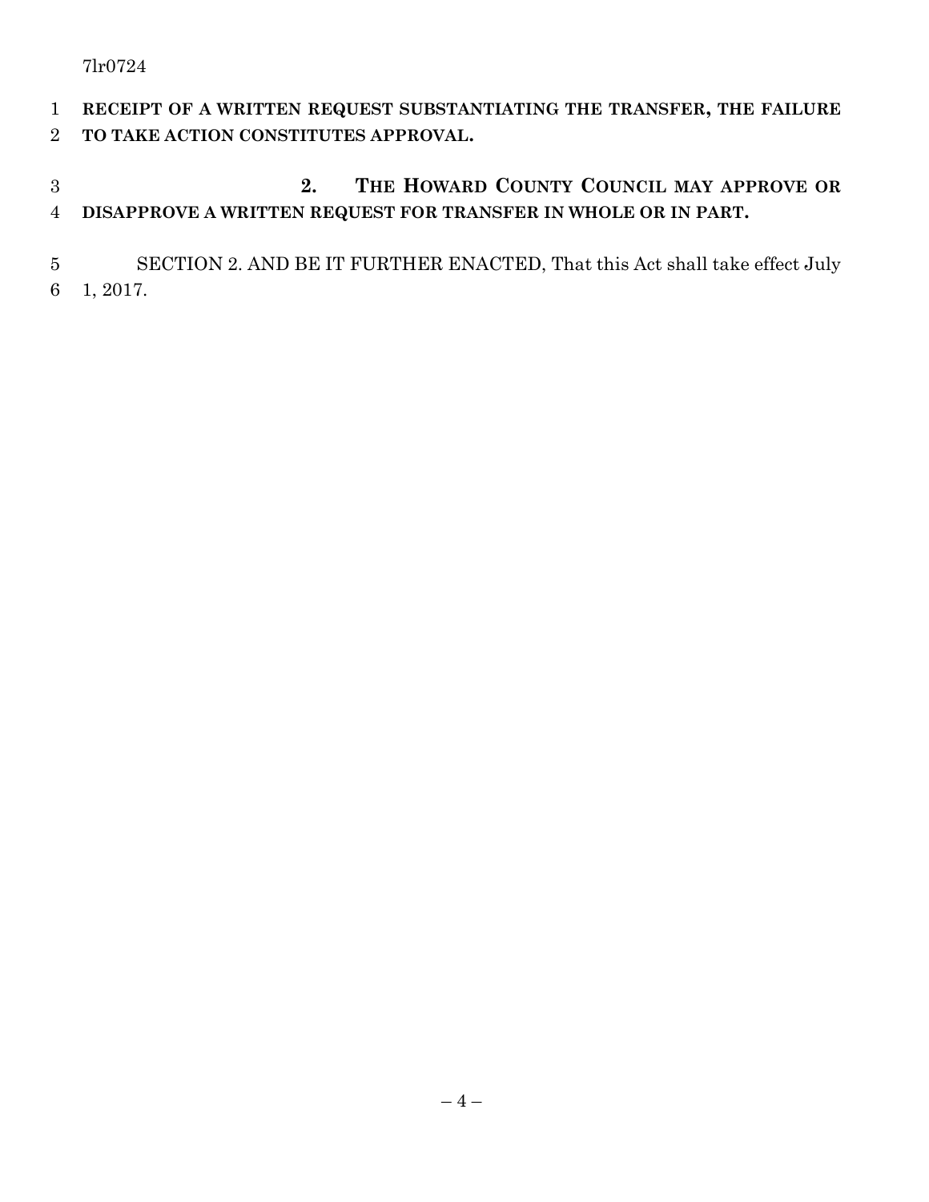**RECEIPT OF A WRITTEN REQUEST SUBSTANTIATING THE TRANSFER, THE FAILURE TO TAKE ACTION CONSTITUTES APPROVAL.**

**2. THE HOWARD COUNTY COUNCIL MAY APPROVE OR DISAPPROVE A WRITTEN REQUEST FOR TRANSFER IN WHOLE OR IN PART.**

SECTION 2. AND BE IT FURTHER ENACTED, That this Act shall take effect July 1, 2017.